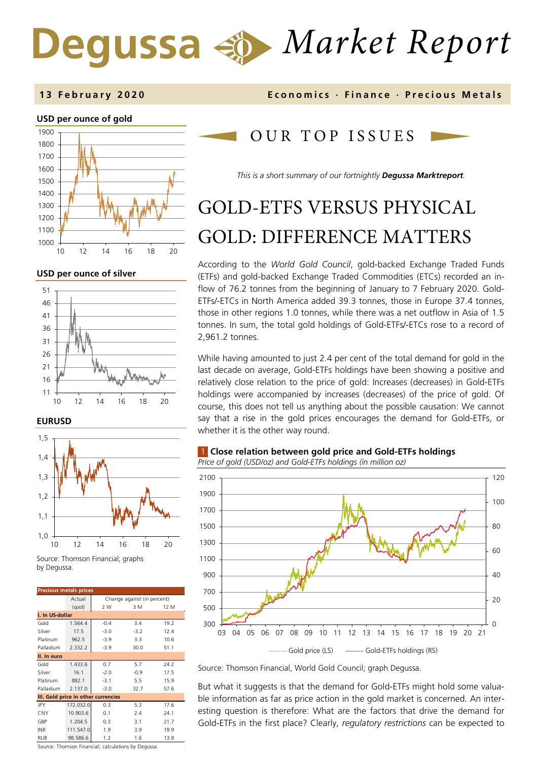# Degussa Market Report

**13 February 2020** — **Economics · Finance · Precious Metals**

## OUR TOP ISSUES

*This is a short summary of our fortnightly **Degussa Marktreport**.*

# GOLD-ETFS VERSUS PHYSICAL GOLD: DIFFERENCE MATTERS

According to the *World Gold Council*, gold-backed Exchange Traded Funds (ETFs) and gold-backed Exchange Traded Commodities (ETCs) recorded an inflow of 76.2 tonnes from the beginning of January to 7 February 2020. Gold-ETFs/-ETCs in North America added 39.3 tonnes, those in Europe 37.4 tonnes, those in other regions 1.0 tonnes, while there was a net outflow in Asia of 1.5 tonnes. In sum, the total gold holdings of Gold-ETFs/-ETCs rose to a record of 2,961.2 tonnes.

While having amounted to just 2.4 per cent of the total demand for gold in the last decade on average, Gold-ETFs holdings have been showing a positive and relatively close relation to the price of gold: Increases (decreases) in Gold-ETFs holdings were accompanied by increases (decreases) of the price of gold. Of course, this does not tell us anything about the possible causation: We cannot say that a rise in the gold prices encourages the demand for Gold-ETFs, or whether it is the other way round.

**1 Close relation between gold price and Gold-ETFs holdings**
*Price of gold (USD/oz) and Gold-ETFs holdings (in million oz)*

Gold price (LS) — Gold-ETFs holdings (RS)

Source: Thomson Financial, World Gold Council; graph Degussa.

But what it suggests is that the demand for Gold-ETFs might hold some valuable information as far as price action in the gold market is concerned. An interesting question is therefore: What are the factors that drive the demand for Gold-ETFs in the first place? Clearly, *regulatory restrictions* can be expected to

**USD per ounce of gold**

**USD per ounce of silver**

**EURUSD**

Source: Thomson Financial; graphs by Degussa.

| Precious metals prices | Actual (spot) | Change against (in percent): 2 W | 3 M | 12 M |
|---|---|---|---|---|
| **I. In US-dollar** | | | | |
| Gold | 1.564.4 | -0.4 | 3.4 | 19.2 |
| Silver | 17.5 | -3.0 | -3.2 | 12.4 |
| Platinum | 962.5 | -3.9 | 3.3 | 10.6 |
| Palladium | 2.332.2 | -3.9 | 30.0 | 51.1 |
| **II. In euro** | | | | |
| Gold | 1.433.6 | 0.7 | 5.7 | 24.2 |
| Silver | 16.1 | -2.0 | -0.9 | 17.5 |
| Platinum | 882.1 | -3.1 | 5.5 | 15.9 |
| Palladium | 2.137.0 | -3.0 | 32.7 | 57.6 |
| **III. Gold price in other currencies** | | | | |
| JPY | 172.032.0 | 0.3 | 5.3 | 17.6 |
| CNY | 10.903.6 | 0.1 | 2.4 | 24.1 |
| GBP | 1.204.5 | 0.3 | 3.1 | 21.7 |
| INR | 111.547.0 | 1.9 | 3.9 | 19.9 |
| RUB | 98.586.6 | 1.2 | 1.6 | 13.8 |

Source: Thomson Financial; calculations by Degussa.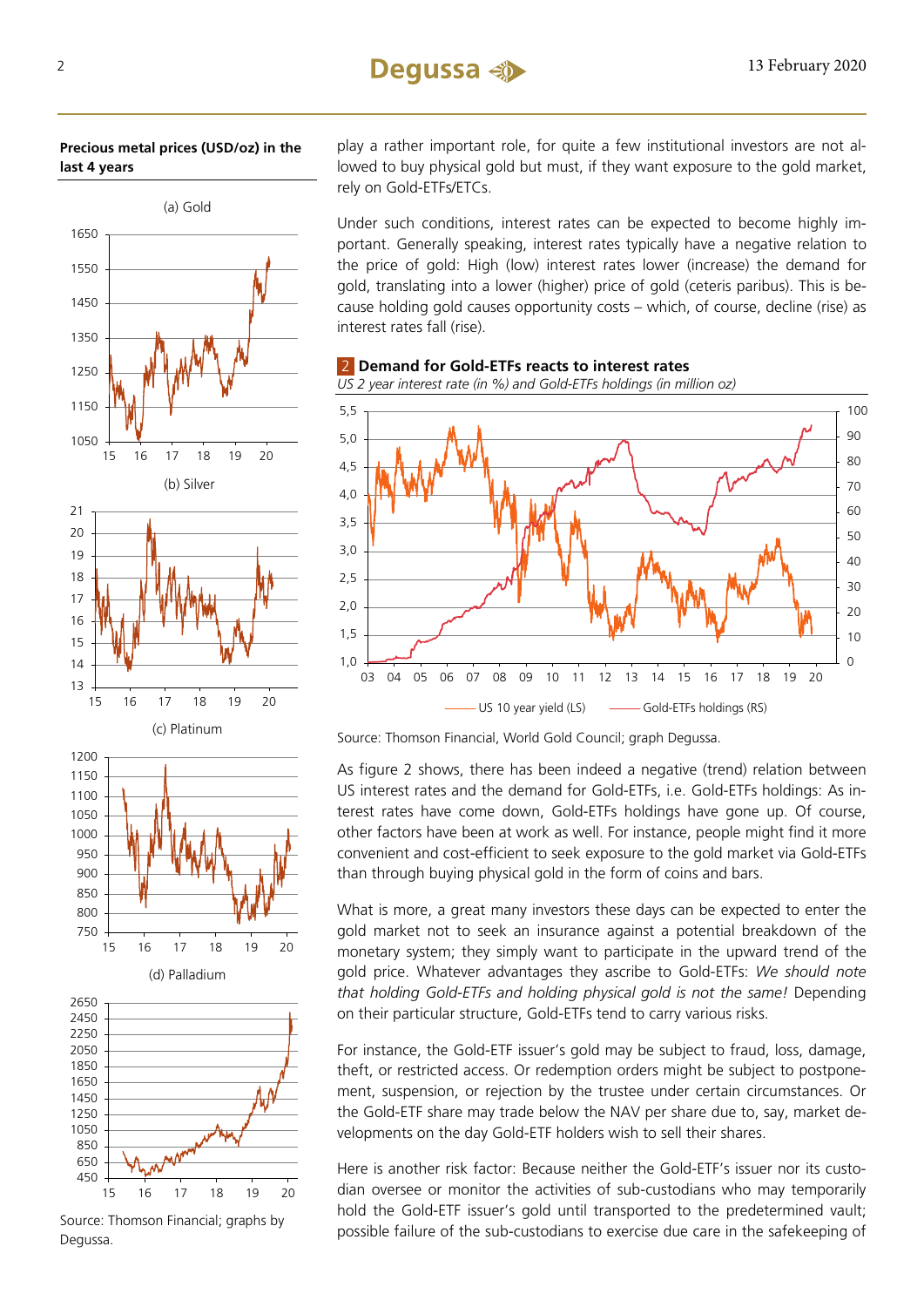**Precious metal prices (USD/oz) in the last 4 years**

(a) Gold

(b) Silver

(c) Platinum

(d) Palladium

Source: Thomson Financial; graphs by Degussa.

play a rather important role, for quite a few institutional investors are not allowed to buy physical gold but must, if they want exposure to the gold market, rely on Gold-ETFs/ETCs.

Under such conditions, interest rates can be expected to become highly important. Generally speaking, interest rates typically have a negative relation to the price of gold: High (low) interest rates lower (increase) the demand for gold, translating into a lower (higher) price of gold (ceteris paribus). This is because holding gold causes opportunity costs – which, of course, decline (rise) as interest rates fall (rise).

**2 Demand for Gold-ETFs reacts to interest rates**

*US 2 year interest rate (in %) and Gold-ETFs holdings (in million oz)*

—— US 10 year yield (LS) —— Gold-ETFs holdings (RS)

Source: Thomson Financial, World Gold Council; graph Degussa.

As figure 2 shows, there has been indeed a negative (trend) relation between US interest rates and the demand for Gold-ETFs, i.e. Gold-ETFs holdings: As interest rates have come down, Gold-ETFs holdings have gone up. Of course, other factors have been at work as well. For instance, people might find it more convenient and cost-efficient to seek exposure to the gold market via Gold-ETFs than through buying physical gold in the form of coins and bars.

What is more, a great many investors these days can be expected to enter the gold market not to seek an insurance against a potential breakdown of the monetary system; they simply want to participate in the upward trend of the gold price. Whatever advantages they ascribe to Gold-ETFs: *We should note that holding Gold-ETFs and holding physical gold is not the same!* Depending on their particular structure, Gold-ETFs tend to carry various risks.

For instance, the Gold-ETF issuer's gold may be subject to fraud, loss, damage, theft, or restricted access. Or redemption orders might be subject to postponement, suspension, or rejection by the trustee under certain circumstances. Or the Gold-ETF share may trade below the NAV per share due to, say, market developments on the day Gold-ETF holders wish to sell their shares.

Here is another risk factor: Because neither the Gold-ETF's issuer nor its custodian oversee or monitor the activities of sub-custodians who may temporarily hold the Gold-ETF issuer's gold until transported to the predetermined vault; possible failure of the sub-custodians to exercise due care in the safekeeping of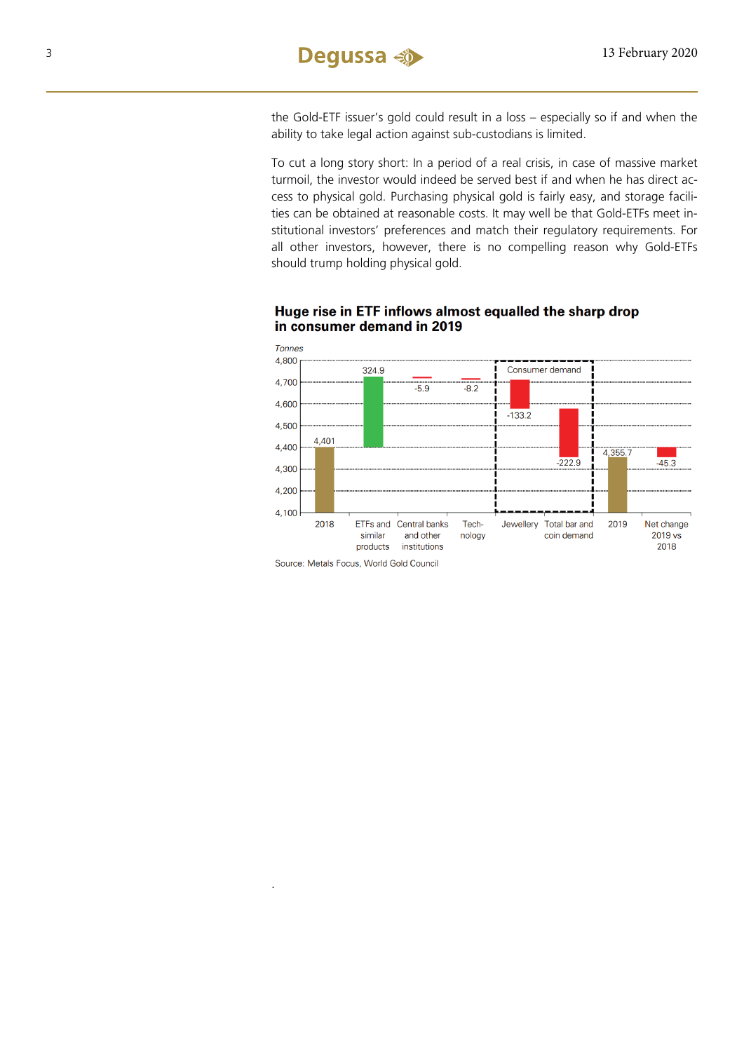the Gold-ETF issuer's gold could result in a loss – especially so if and when the ability to take legal action against sub-custodians is limited.

To cut a long story short: In a period of a real crisis, in case of massive market turmoil, the investor would indeed be served best if and when he has direct access to physical gold. Purchasing physical gold is fairly easy, and storage facilities can be obtained at reasonable costs. It may well be that Gold-ETFs meet institutional investors' preferences and match their regulatory requirements. For all other investors, however, there is no compelling reason why Gold-ETFs should trump holding physical gold.

**Huge rise in ETF inflows almost equalled the sharp drop in consumer demand in 2019**

*Tonnes*

| Category | Tonnes |
|---|---|
| 2018 | 4,401 |
| ETFs and similar products | 324.9 |
| Central banks and other institutions | -5.9 |
| Technology | -8.2 |
| Jewellery (Consumer demand) | -133.2 |
| Total bar and coin demand (Consumer demand) | -222.9 |
| 2019 | 4,355.7 |
| Net change 2019 vs 2018 | -45.3 |

Source: Metals Focus, World Gold Council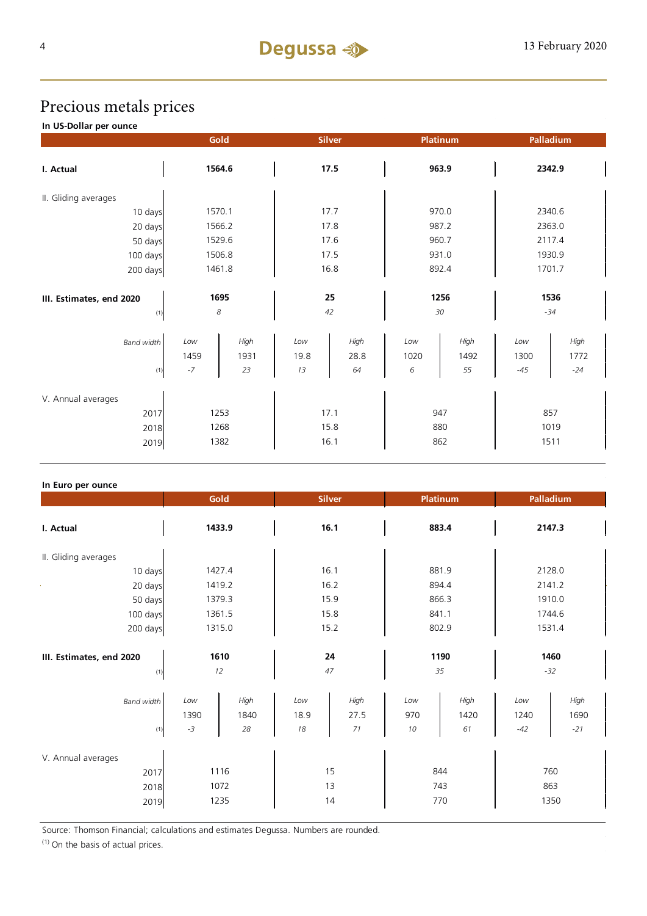# Precious metals prices

**In US-Dollar per ounce**

| | Gold | | Silver | | Platinum | | Palladium | |
|---|---|---|---|---|---|---|---|---|
| **I. Actual** | **1564.6** | | **17.5** | | **963.9** | | **2342.9** | |
| II. Gliding averages | | | | | | | | |
| 10 days | 1570.1 | | 17.7 | | 970.0 | | 2340.6 | |
| 20 days | 1566.2 | | 17.8 | | 987.2 | | 2363.0 | |
| 50 days | 1529.6 | | 17.6 | | 960.7 | | 2117.4 | |
| 100 days | 1506.8 | | 17.5 | | 931.0 | | 1930.9 | |
| 200 days | 1461.8 | | 16.8 | | 892.4 | | 1701.7 | |
| **III. Estimates, end 2020** | **1695** | | **25** | | **1256** | | **1536** | |
| (1) | *8* | | *42* | | *30* | | *-34* | |
| *Band width* | *Low* | *High* | *Low* | *High* | *Low* | *High* | *Low* | *High* |
| | 1459 | 1931 | 19.8 | 28.8 | 1020 | 1492 | 1300 | 1772 |
| (1) | *-7* | *23* | *13* | *64* | *6* | *55* | *-45* | *-24* |
| V. Annual averages | | | | | | | | |
| 2017 | 1253 | | 17.1 | | 947 | | 857 | |
| 2018 | 1268 | | 15.8 | | 880 | | 1019 | |
| 2019 | 1382 | | 16.1 | | 862 | | 1511 | |

**In Euro per ounce**

| | Gold | | Silver | | Platinum | | Palladium | |
|---|---|---|---|---|---|---|---|---|
| **I. Actual** | **1433.9** | | **16.1** | | **883.4** | | **2147.3** | |
| II. Gliding averages | | | | | | | | |
| 10 days | 1427.4 | | 16.1 | | 881.9 | | 2128.0 | |
| 20 days | 1419.2 | | 16.2 | | 894.4 | | 2141.2 | |
| 50 days | 1379.3 | | 15.9 | | 866.3 | | 1910.0 | |
| 100 days | 1361.5 | | 15.8 | | 841.1 | | 1744.6 | |
| 200 days | 1315.0 | | 15.2 | | 802.9 | | 1531.4 | |
| **III. Estimates, end 2020** | **1610** | | **24** | | **1190** | | **1460** | |
| (1) | *12* | | *47* | | *35* | | *-32* | |
| *Band width* | *Low* | *High* | *Low* | *High* | *Low* | *High* | *Low* | *High* |
| | 1390 | 1840 | 18.9 | 27.5 | 970 | 1420 | 1240 | 1690 |
| (1) | *-3* | *28* | *18* | *71* | *10* | *61* | *-42* | *-21* |
| V. Annual averages | | | | | | | | |
| 2017 | 1116 | | 15 | | 844 | | 760 | |
| 2018 | 1072 | | 13 | | 743 | | 863 | |
| 2019 | 1235 | | 14 | | 770 | | 1350 | |

Source: Thomson Financial; calculations and estimates Degussa. Numbers are rounded.

(1) On the basis of actual prices.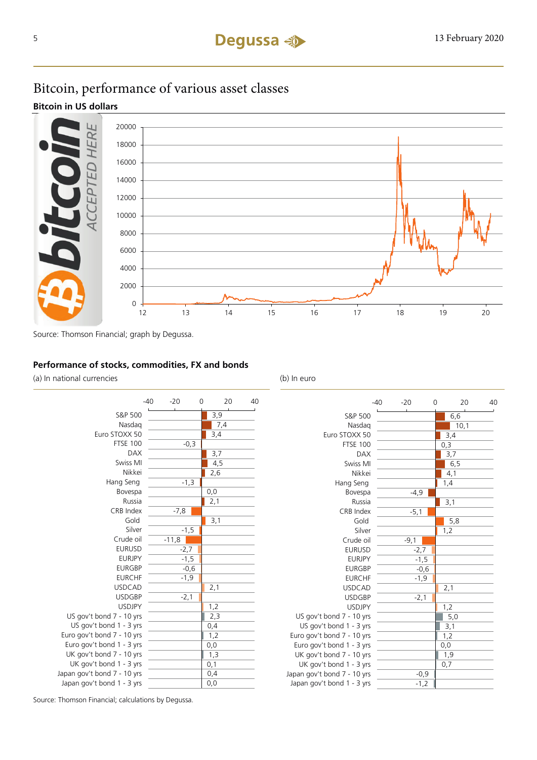# Bitcoin, performance of various asset classes

### Bitcoin in US dollars

Source: Thomson Financial; graph by Degussa.

### Performance of stocks, commodities, FX and bonds

| | (a) In national currencies | (b) In euro |
|---|---|---|
| S&P 500 | 3,9 | 6,6 |
| Nasdaq | 7,4 | 10,1 |
| Euro STOXX 50 | 3,4 | 3,4 |
| FTSE 100 | -0,3 | 0,3 |
| DAX | 3,7 | 3,7 |
| Swiss MI | 4,5 | 6,5 |
| Nikkei | 2,6 | 4,1 |
| Hang Seng | -1,3 | 1,4 |
| Bovespa | 0,0 | -4,9 |
| Russia | 2,1 | 3,1 |
| CRB Index | -7,8 | -5,1 |
| Gold | 3,1 | 5,8 |
| Silver | -1,5 | 1,2 |
| Crude oil | -11,8 | -9,1 |
| EURUSD | -2,7 | -2,7 |
| EURJPY | -1,5 | -1,5 |
| EURGBP | -0,6 | -0,6 |
| EURCHF | -1,9 | -1,9 |
| USDCAD | 2,1 | 2,1 |
| USDGBP | -2,1 | -2,1 |
| USDJPY | 1,2 | 1,2 |
| US gov't bond 7 - 10 yrs | 2,3 | 5,0 |
| US gov't bond 1 - 3 yrs | 0,4 | 3,1 |
| Euro gov't bond 7 - 10 yrs | 1,2 | 1,2 |
| Euro gov't bond 1 - 3 yrs | 0,0 | 0,0 |
| UK gov't bond 7 - 10 yrs | 1,3 | 1,9 |
| UK gov't bond 1 - 3 yrs | 0,1 | 0,7 |
| Japan gov't bond 7 - 10 yrs | 0,4 | -0,9 |
| Japan gov't bond 1 - 3 yrs | 0,0 | -1,2 |

Source: Thomson Financial; calculations by Degussa.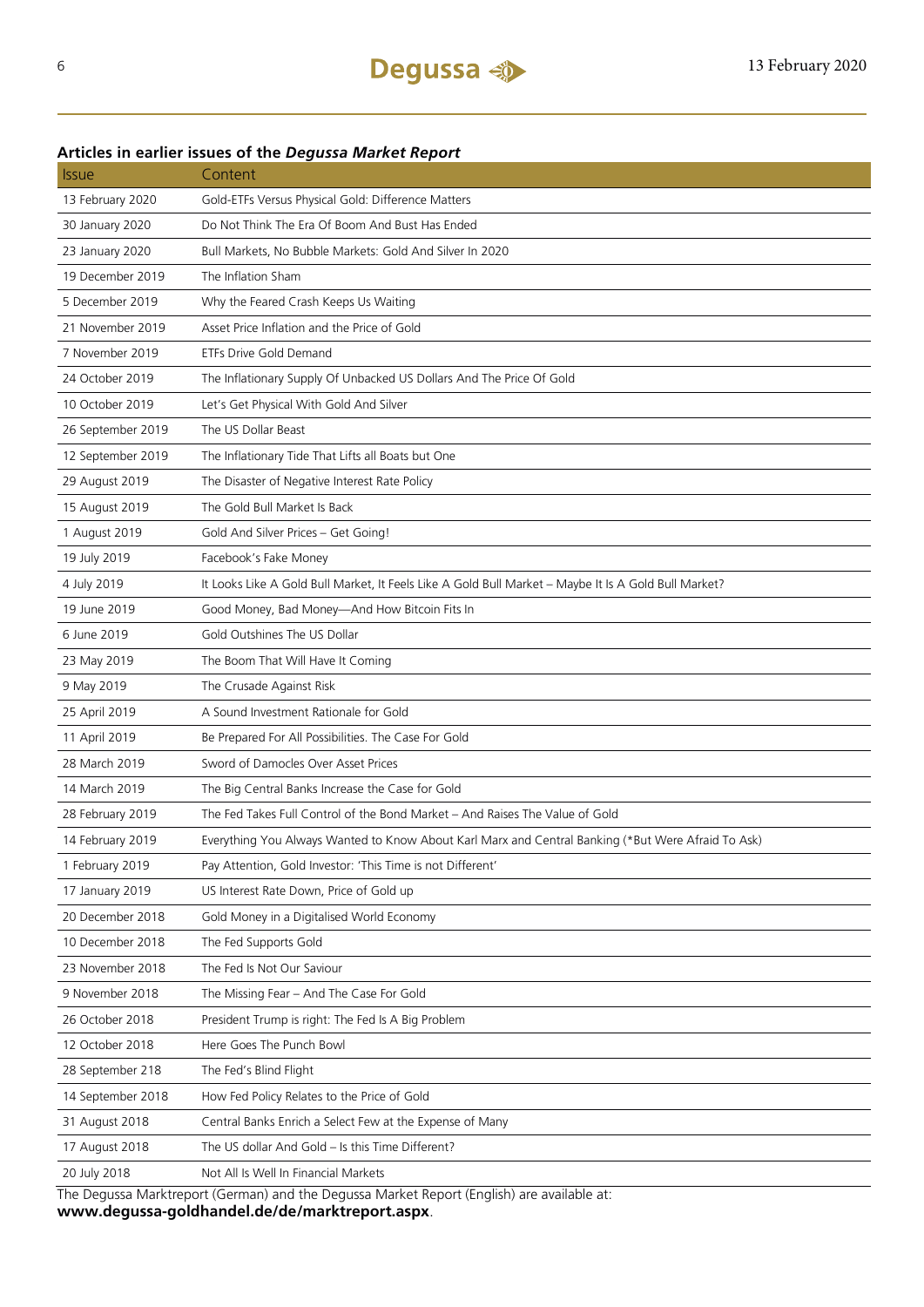## Articles in earlier issues of the *Degussa Market Report*

| Issue | Content |
|---|---|
| 13 February 2020 | Gold-ETFs Versus Physical Gold: Difference Matters |
| 30 January 2020 | Do Not Think The Era Of Boom And Bust Has Ended |
| 23 January 2020 | Bull Markets, No Bubble Markets: Gold And Silver In 2020 |
| 19 December 2019 | The Inflation Sham |
| 5 December 2019 | Why the Feared Crash Keeps Us Waiting |
| 21 November 2019 | Asset Price Inflation and the Price of Gold |
| 7 November 2019 | ETFs Drive Gold Demand |
| 24 October 2019 | The Inflationary Supply Of Unbacked US Dollars And The Price Of Gold |
| 10 October 2019 | Let's Get Physical With Gold And Silver |
| 26 September 2019 | The US Dollar Beast |
| 12 September 2019 | The Inflationary Tide That Lifts all Boats but One |
| 29 August 2019 | The Disaster of Negative Interest Rate Policy |
| 15 August 2019 | The Gold Bull Market Is Back |
| 1 August 2019 | Gold And Silver Prices – Get Going! |
| 19 July 2019 | Facebook's Fake Money |
| 4 July 2019 | It Looks Like A Gold Bull Market, It Feels Like A Gold Bull Market – Maybe It Is A Gold Bull Market? |
| 19 June 2019 | Good Money, Bad Money—And How Bitcoin Fits In |
| 6 June 2019 | Gold Outshines The US Dollar |
| 23 May 2019 | The Boom That Will Have It Coming |
| 9 May 2019 | The Crusade Against Risk |
| 25 April 2019 | A Sound Investment Rationale for Gold |
| 11 April 2019 | Be Prepared For All Possibilities. The Case For Gold |
| 28 March 2019 | Sword of Damocles Over Asset Prices |
| 14 March 2019 | The Big Central Banks Increase the Case for Gold |
| 28 February 2019 | The Fed Takes Full Control of the Bond Market – And Raises The Value of Gold |
| 14 February 2019 | Everything You Always Wanted to Know About Karl Marx and Central Banking (*But Were Afraid To Ask) |
| 1 February 2019 | Pay Attention, Gold Investor: 'This Time is not Different' |
| 17 January 2019 | US Interest Rate Down, Price of Gold up |
| 20 December 2018 | Gold Money in a Digitalised World Economy |
| 10 December 2018 | The Fed Supports Gold |
| 23 November 2018 | The Fed Is Not Our Saviour |
| 9 November 2018 | The Missing Fear – And The Case For Gold |
| 26 October 2018 | President Trump is right: The Fed Is A Big Problem |
| 12 October 2018 | Here Goes The Punch Bowl |
| 28 September 218 | The Fed's Blind Flight |
| 14 September 2018 | How Fed Policy Relates to the Price of Gold |
| 31 August 2018 | Central Banks Enrich a Select Few at the Expense of Many |
| 17 August 2018 | The US dollar And Gold – Is this Time Different? |
| 20 July 2018 | Not All Is Well In Financial Markets |

The Degussa Marktreport (German) and the Degussa Market Report (English) are available at:
**www.degussa-goldhandel.de/de/marktreport.aspx**.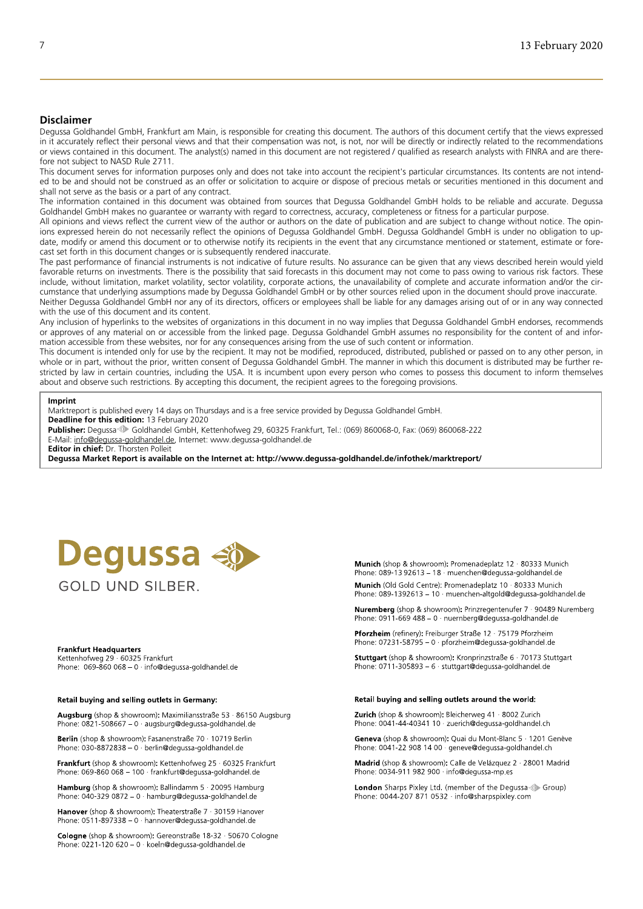## Disclaimer

Degussa Goldhandel GmbH, Frankfurt am Main, is responsible for creating this document. The authors of this document certify that the views expressed in it accurately reflect their personal views and that their compensation was not, is not, nor will be directly or indirectly related to the recommendations or views contained in this document. The analyst(s) named in this document are not registered / qualified as research analysts with FINRA and are therefore not subject to NASD Rule 2711.

This document serves for information purposes only and does not take into account the recipient's particular circumstances. Its contents are not intended to be and should not be construed as an offer or solicitation to acquire or dispose of precious metals or securities mentioned in this document and shall not serve as the basis or a part of any contract.

The information contained in this document was obtained from sources that Degussa Goldhandel GmbH holds to be reliable and accurate. Degussa Goldhandel GmbH makes no guarantee or warranty with regard to correctness, accuracy, completeness or fitness for a particular purpose.

All opinions and views reflect the current view of the author or authors on the date of publication and are subject to change without notice. The opinions expressed herein do not necessarily reflect the opinions of Degussa Goldhandel GmbH. Degussa Goldhandel GmbH is under no obligation to update, modify or amend this document or to otherwise notify its recipients in the event that any circumstance mentioned or statement, estimate or forecast set forth in this document changes or is subsequently rendered inaccurate.

The past performance of financial instruments is not indicative of future results. No assurance can be given that any views described herein would yield favorable returns on investments. There is the possibility that said forecasts in this document may not come to pass owing to various risk factors. These include, without limitation, market volatility, sector volatility, corporate actions, the unavailability of complete and accurate information and/or the circumstance that underlying assumptions made by Degussa Goldhandel GmbH or by other sources relied upon in the document should prove inaccurate.

Neither Degussa Goldhandel GmbH nor any of its directors, officers or employees shall be liable for any damages arising out of or in any way connected with the use of this document and its content.

Any inclusion of hyperlinks to the websites of organizations in this document in no way implies that Degussa Goldhandel GmbH endorses, recommends or approves of any material on or accessible from the linked page. Degussa Goldhandel GmbH assumes no responsibility for the content of and information accessible from these websites, nor for any consequences arising from the use of such content or information.

This document is intended only for use by the recipient. It may not be modified, reproduced, distributed, published or passed on to any other person, in whole or in part, without the prior, written consent of Degussa Goldhandel GmbH. The manner in which this document is distributed may be further restricted by law in certain countries, including the USA. It is incumbent upon every person who comes to possess this document to inform themselves about and observe such restrictions. By accepting this document, the recipient agrees to the foregoing provisions.

**Imprint**

Marktreport is published every 14 days on Thursdays and is a free service provided by Degussa Goldhandel GmbH.

**Deadline for this edition:** 13 February 2020

**Publisher:** Degussa Goldhandel GmbH, Kettenhofweg 29, 60325 Frankfurt, Tel.: (069) 860068-0, Fax: (069) 860068-222

E-Mail: info@degussa-goldhandel.de, Internet: www.degussa-goldhandel.de

**Editor in chief:** Dr. Thorsten Polleit

**Degussa Market Report is available on the Internet at: http://www.degussa-goldhandel.de/infothek/marktreport/**

Degussa

GOLD UND SILBER.

**Frankfurt Headquarters**
Kettenhofweg 29 · 60325 Frankfurt
Phone: 069-860 068 – 0 · info@degussa-goldhandel.de

**Retail buying and selling outlets in Germany:**

**Augsburg** (shop & showroom): Maximiliansstraße 53 · 86150 Augsburg
Phone: 0821-508667 – 0 · augsburg@degussa-goldhandel.de

**Berlin** (shop & showroom): Fasanenstraße 70 · 10719 Berlin
Phone: 030-8872838 – 0 · berlin@degussa-goldhandel.de

**Frankfurt** (shop & showroom): Kettenhofweg 25 · 60325 Frankfurt
Phone: 069-860 068 – 100 · frankfurt@degussa-goldhandel.de

**Hamburg** (shop & showroom): Ballindamm 5 · 20095 Hamburg
Phone: 040-329 0872 – 0 · hamburg@degussa-goldhandel.de

**Hanover** (shop & showroom): Theaterstraße 7 · 30159 Hanover
Phone: 0511-897338 – 0 · hannover@degussa-goldhandel.de

**Cologne** (shop & showroom): Gereonstraße 18-32 · 50670 Cologne
Phone: 0221-120 620 – 0 · koeln@degussa-goldhandel.de

**Munich** (shop & showroom): Promenadeplatz 12 · 80333 Munich
Phone: 089-13 92613 – 18 · muenchen@degussa-goldhandel.de

**Munich** (Old Gold Centre): Promenadeplatz 10 · 80333 Munich
Phone: 089-1392613 – 10 · muenchen-altgold@degussa-goldhandel.de

**Nuremberg** (shop & showroom): Prinzregentenufer 7 · 90489 Nuremberg
Phone: 0911-669 488 – 0 · nuernberg@degussa-goldhandel.de

**Pforzheim** (refinery): Freiburger Straße 12 · 75179 Pforzheim
Phone: 07231-58795 – 0 · pforzheim@degussa-goldhandel.de

**Stuttgart** (shop & showroom): Kronprinzstraße 6 · 70173 Stuttgart
Phone: 0711-305893 – 6 · stuttgart@degussa-goldhandel.de

**Retail buying and selling outlets around the world:**

**Zurich** (shop & showroom): Bleicherweg 41 · 8002 Zurich
Phone: 0041-44-40341 10 · zuerich@degussa-goldhandel.ch

**Geneva** (shop & showroom): Quai du Mont-Blanc 5 · 1201 Genève
Phone: 0041-22 908 14 00 · geneve@degussa-goldhandel.ch

**Madrid** (shop & showroom): Calle de Velázquez 2 · 28001 Madrid
Phone: 0034-911 982 900 · info@degussa-mp.es

**London** Sharps Pixley Ltd. (member of the Degussa Group)
Phone: 0044-207 871 0532 · info@sharpspixley.com